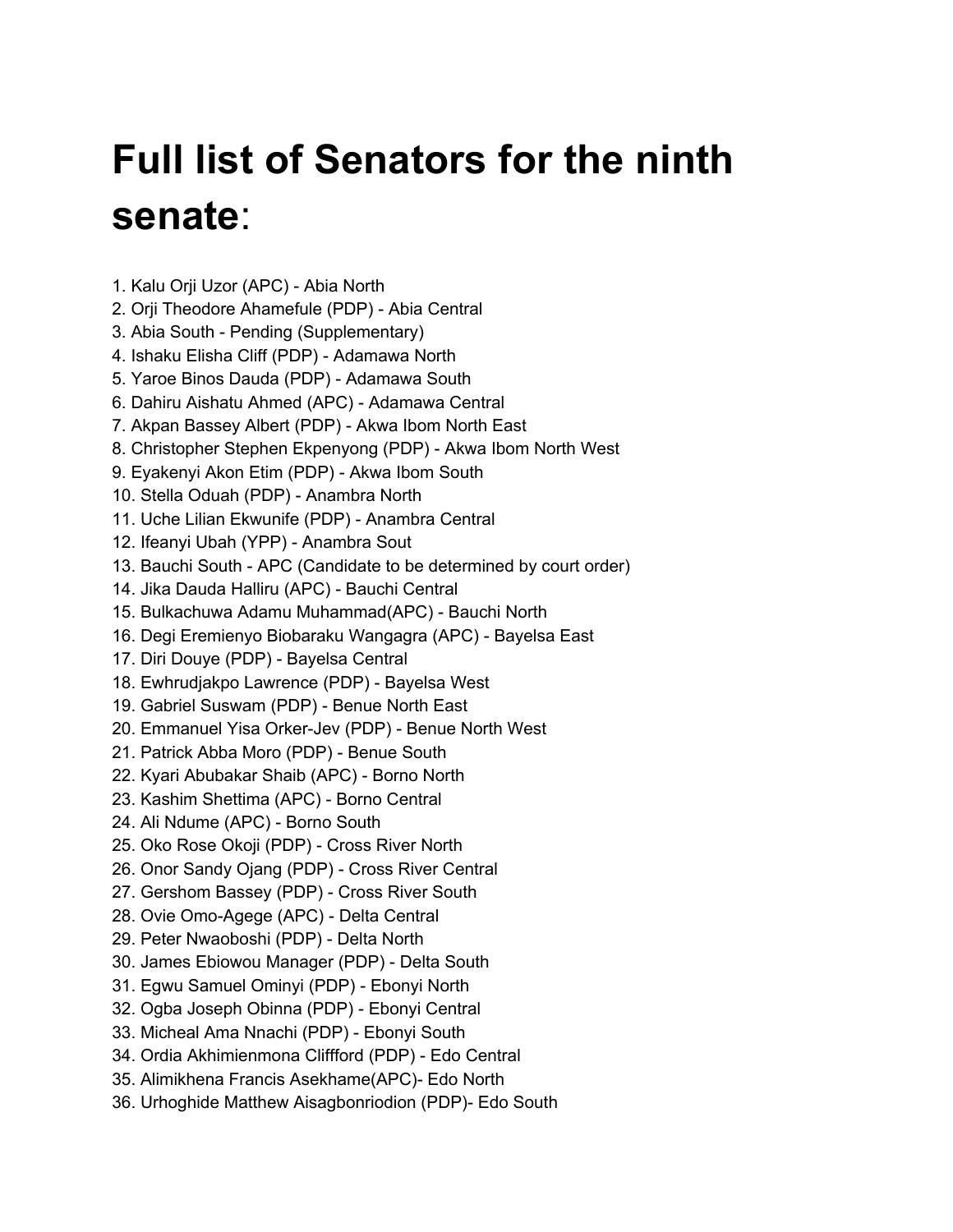# Full list of Senators for the ninth senate:

1. Kalu Orji Uzor (APC) - Abia North
2. Orji Theodore Ahamefule (PDP) - Abia Central
3. Abia South - Pending (Supplementary)
4. Ishaku Elisha Cliff (PDP) - Adamawa North
5. Yaroe Binos Dauda (PDP) - Adamawa South
6. Dahiru Aishatu Ahmed (APC) - Adamawa Central
7. Akpan Bassey Albert (PDP) - Akwa Ibom North East
8. Christopher Stephen Ekpenyong (PDP) - Akwa Ibom North West
9. Eyakenyi Akon Etim (PDP) - Akwa Ibom South
10. Stella Oduah (PDP) - Anambra North
11. Uche Lilian Ekwunife (PDP) - Anambra Central
12. Ifeanyi Ubah (YPP) - Anambra Sout
13. Bauchi South - APC (Candidate to be determined by court order)
14. Jika Dauda Halliru (APC) - Bauchi Central
15. Bulkachuwa Adamu Muhammad(APC) - Bauchi North
16. Degi Eremienyo Biobaraku Wangagra (APC) - Bayelsa East
17. Diri Douye (PDP) - Bayelsa Central
18. Ewhrudjakpo Lawrence (PDP) - Bayelsa West
19. Gabriel Suswam (PDP) - Benue North East
20. Emmanuel Yisa Orker-Jev (PDP) - Benue North West
21. Patrick Abba Moro (PDP) - Benue South
22. Kyari Abubakar Shaib (APC) - Borno North
23. Kashim Shettima (APC) - Borno Central
24. Ali Ndume (APC) - Borno South
25. Oko Rose Okoji (PDP) - Cross River North
26. Onor Sandy Ojang (PDP) - Cross River Central
27. Gershom Bassey (PDP) - Cross River South
28. Ovie Omo-Agege (APC) - Delta Central
29. Peter Nwaoboshi (PDP) - Delta North
30. James Ebiowou Manager (PDP) - Delta South
31. Egwu Samuel Ominyi (PDP) - Ebonyi North
32. Ogba Joseph Obinna (PDP) - Ebonyi Central
33. Micheal Ama Nnachi (PDP) - Ebonyi South
34. Ordia Akhimienmona Cliffford (PDP) - Edo Central
35. Alimikhena Francis Asekhame(APC)- Edo North
36. Urhoghide Matthew Aisagbonriodion (PDP)- Edo South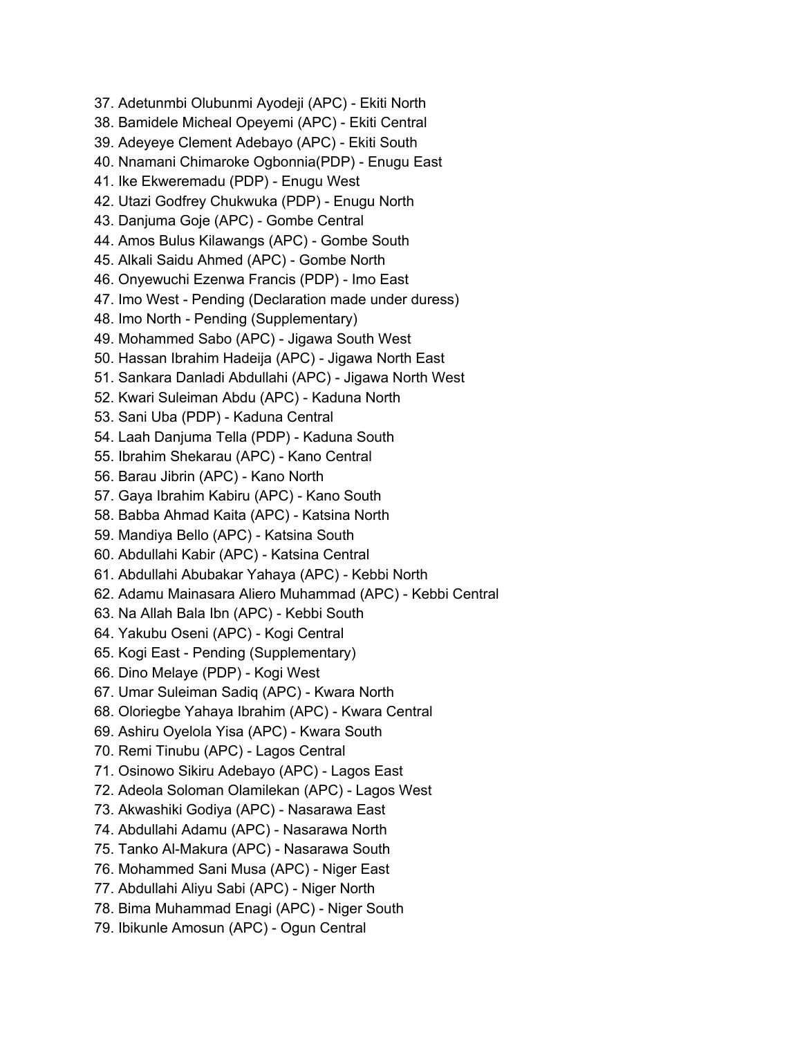37. Adetunmbi Olubunmi Ayodeji (APC) - Ekiti North
38. Bamidele Micheal Opeyemi (APC) - Ekiti Central
39. Adeyeye Clement Adebayo (APC) - Ekiti South
40. Nnamani Chimaroke Ogbonnia(PDP) - Enugu East
41. Ike Ekweremadu (PDP) - Enugu West
42. Utazi Godfrey Chukwuka (PDP) - Enugu North
43. Danjuma Goje (APC) - Gombe Central
44. Amos Bulus Kilawangs (APC) - Gombe South
45. Alkali Saidu Ahmed (APC) - Gombe North
46. Onyewuchi Ezenwa Francis (PDP) - Imo East
47. Imo West - Pending (Declaration made under duress)
48. Imo North - Pending (Supplementary)
49. Mohammed Sabo (APC) - Jigawa South West
50. Hassan Ibrahim Hadeija (APC) - Jigawa North East
51. Sankara Danladi Abdullahi (APC) - Jigawa North West
52. Kwari Suleiman Abdu (APC) - Kaduna North
53. Sani Uba (PDP) - Kaduna Central
54. Laah Danjuma Tella (PDP) - Kaduna South
55. Ibrahim Shekarau (APC) - Kano Central
56. Barau Jibrin (APC) - Kano North
57. Gaya Ibrahim Kabiru (APC) - Kano South
58. Babba Ahmad Kaita (APC) - Katsina North
59. Mandiya Bello (APC) - Katsina South
60. Abdullahi Kabir (APC) - Katsina Central
61. Abdullahi Abubakar Yahaya (APC) - Kebbi North
62. Adamu Mainasara Aliero Muhammad (APC) - Kebbi Central
63. Na Allah Bala Ibn (APC) - Kebbi South
64. Yakubu Oseni (APC) - Kogi Central
65. Kogi East - Pending (Supplementary)
66. Dino Melaye (PDP) - Kogi West
67. Umar Suleiman Sadiq (APC) - Kwara North
68. Oloriegbe Yahaya Ibrahim (APC) - Kwara Central
69. Ashiru Oyelola Yisa (APC) - Kwara South
70. Remi Tinubu (APC) - Lagos Central
71. Osinowo Sikiru Adebayo (APC) - Lagos East
72. Adeola Soloman Olamilekan (APC) - Lagos West
73. Akwashiki Godiya (APC) - Nasarawa East
74. Abdullahi Adamu (APC) - Nasarawa North
75. Tanko Al-Makura (APC) - Nasarawa South
76. Mohammed Sani Musa (APC) - Niger East
77. Abdullahi Aliyu Sabi (APC) - Niger North
78. Bima Muhammad Enagi (APC) - Niger South
79. Ibikunle Amosun (APC) - Ogun Central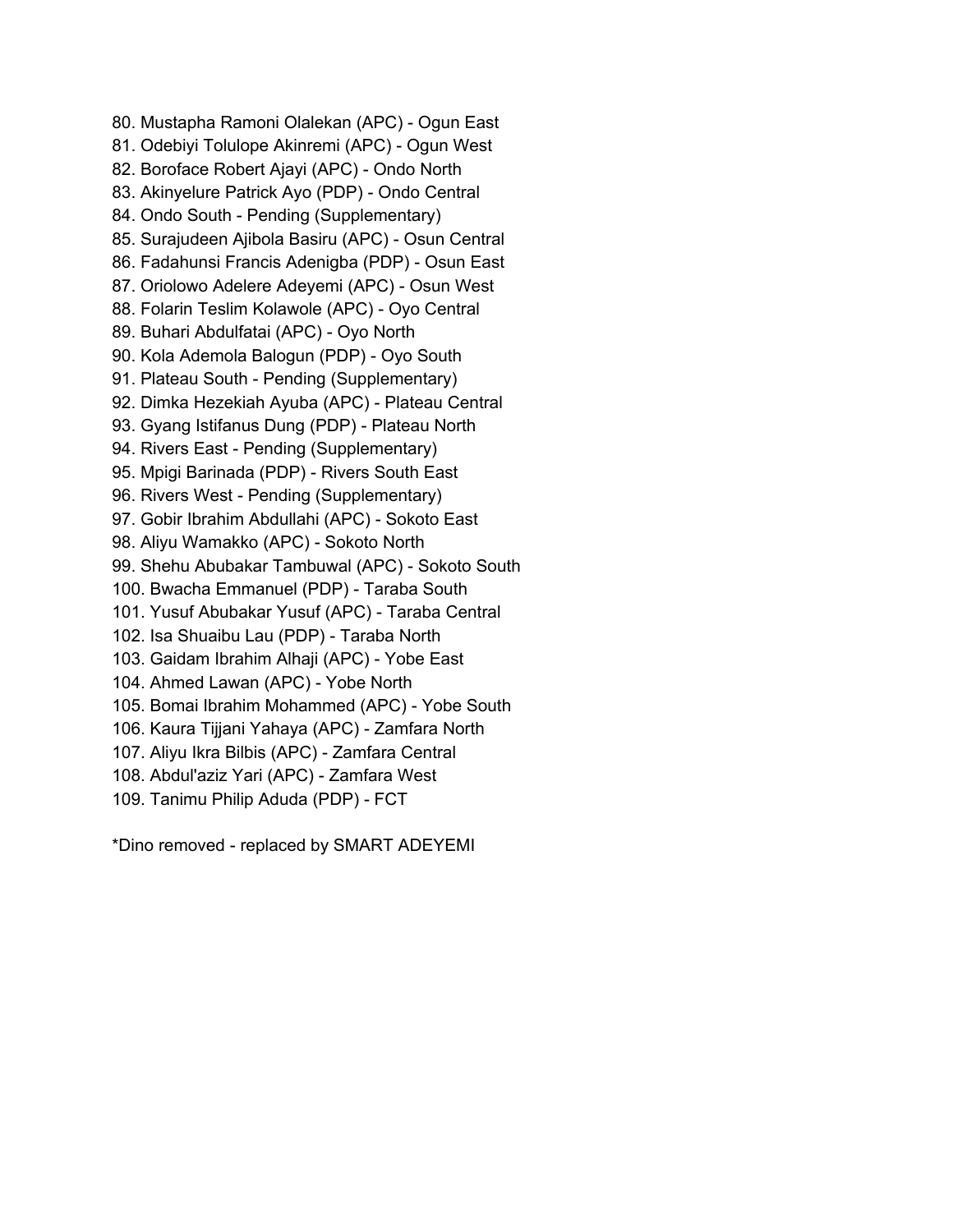80. Mustapha Ramoni Olalekan (APC) - Ogun East
81. Odebiyi Tolulope Akinremi (APC) - Ogun West
82. Boroface Robert Ajayi (APC) - Ondo North
83. Akinyelure Patrick Ayo (PDP) - Ondo Central
84. Ondo South - Pending (Supplementary)
85. Surajudeen Ajibola Basiru (APC) - Osun Central
86. Fadahunsi Francis Adenigba (PDP) - Osun East
87. Oriolowo Adelere Adeyemi (APC) - Osun West
88. Folarin Teslim Kolawole (APC) - Oyo Central
89. Buhari Abdulfatai (APC) - Oyo North
90. Kola Ademola Balogun (PDP) - Oyo South
91. Plateau South - Pending (Supplementary)
92. Dimka Hezekiah Ayuba (APC) - Plateau Central
93. Gyang Istifanus Dung (PDP) - Plateau North
94. Rivers East - Pending (Supplementary)
95. Mpigi Barinada (PDP) - Rivers South East
96. Rivers West - Pending (Supplementary)
97. Gobir Ibrahim Abdullahi (APC) - Sokoto East
98. Aliyu Wamakko (APC) - Sokoto North
99. Shehu Abubakar Tambuwal (APC) - Sokoto South
100. Bwacha Emmanuel (PDP) - Taraba South
101. Yusuf Abubakar Yusuf (APC) - Taraba Central
102. Isa Shuaibu Lau (PDP) - Taraba North
103. Gaidam Ibrahim Alhaji (APC) - Yobe East
104. Ahmed Lawan (APC) - Yobe North
105. Bomai Ibrahim Mohammed (APC) - Yobe South
106. Kaura Tijjani Yahaya (APC) - Zamfara North
107. Aliyu Ikra Bilbis (APC) - Zamfara Central
108. Abdul'aziz Yari (APC) - Zamfara West
109. Tanimu Philip Aduda (PDP) - FCT

*Dino removed - replaced by SMART ADEYEMI